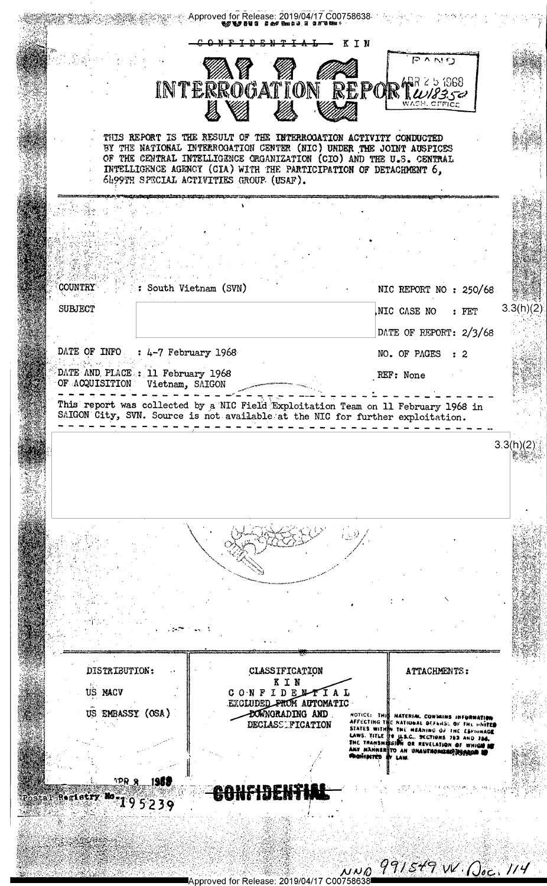Approved for Release: 2019/04/17 C00758638

~~CONFIDENTIAL~~ KIN

RAND
APR 25 1968
L-18350
WASH. OFFICE

# NIC INTERROGATION REPORT

THIS REPORT IS THE RESULT OF THE INTERROGATION ACTIVITY CONDUCTED BY THE NATIONAL INTERROGATION CENTER (NIC) UNDER THE JOINT AUSPICES OF THE CENTRAL INTELLIGENCE ORGANIZATION (CIO) AND THE U.S. CENTRAL INTELLIGENCE AGENCY (CIA) WITH THE PARTICIPATION OF DETACHMENT 6, 6499TH SPECIAL ACTIVITIES GROUP (USAF).

| | | | |
|---|---|---|---|
| COUNTRY | : South Vietnam (SVN) | NIC REPORT NO | : 250/68 |
| SUBJECT | | NIC CASE NO | : FET |
| | | DATE OF REPORT | : 2/3/68 |
| DATE OF INFO | : 4-7 February 1968 | NO. OF PAGES | : 2 |
| DATE AND PLACE OF ACQUISITION | : 11 February 1968 Vietnam, SAIGON | REF | : None |

3.3(h)(2)

This report was collected by a NIC Field Exploitation Team on 11 February 1968 in SAIGON City, SVN. Source is not available at the NIC for further exploitation.

3.3(h)(2)

| DISTRIBUTION: | CLASSIFICATION | ATTACHMENTS: |
|---|---|---|
| US MACV | KIN | |
| US EMBASSY (OSA) | ~~CONFIDENTIAL~~ ~~EXCLUDED FROM AUTOMATIC DOWNGRADING AND~~ DECLASSIFICATION | |

NOTICE: THIS MATERIAL CONTAINS INFORMATION AFFECTING THE NATIONAL DEFENSE OF THE UNITED STATES WITHIN THE MEANING OF THE ESPIONAGE LAWS, TITLE 18 U.S.C., SECTIONS 793 AND 794, THE TRANSMISSION OR REVELATION OF WHICH IN ANY MANNER TO AN UNAUTHORIZED PERSON IS PROHIBITED BY LAW.

APR 8 1969

Postal Registry No. 195239

~~CONFIDENTIAL~~

NND 991549 W. Doc. 114

Approved for Release: 2019/04/17 C00758638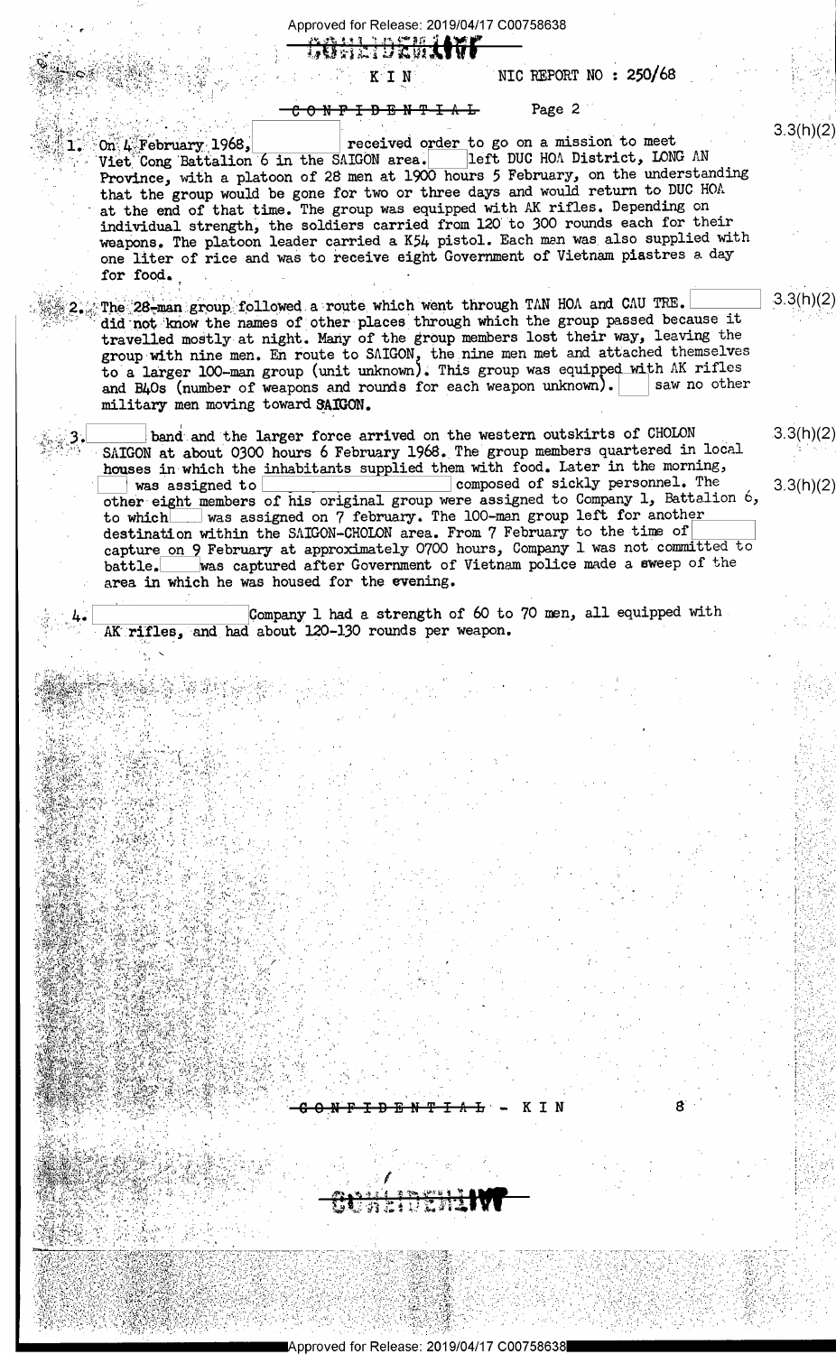CONFIDENTIAL

KIN NIC REPORT NO : 250/68

~~CONFIDENTIAL~~ Page 2

1. On 4 February 1968, [redacted] received order to go on a mission to meet Viet Cong Battalion 6 in the SAIGON area. [redacted] left DUC HOA District, LONG AN Province, with a platoon of 28 men at 1900 hours 5 February, on the understanding that the group would be gone for two or three days and would return to DUC HOA at the end of that time. The group was equipped with AK rifles. Depending on individual strength, the soldiers carried from 120 to 300 rounds each for their weapons. The platoon leader carried a K54 pistol. Each man was also supplied with one liter of rice and was to receive eight Government of Vietnam piastres a day for food. 3.3(h)(2)

2. The 28-man group followed a route which went through TAN HOA and CAU TRE. [redacted] did not know the names of other places through which the group passed because it travelled mostly at night. Many of the group members lost their way, leaving the group with nine men. En route to SAIGON, the nine men met and attached themselves to a larger 100-man group (unit unknown). This group was equipped with AK rifles and B40s (number of weapons and rounds for each weapon unknown). [redacted] saw no other military men moving toward SAIGON. 3.3(h)(2)

3. [redacted] band and the larger force arrived on the western outskirts of CHOLON SAIGON at about 0300 hours 6 February 1968. The group members quartered in local houses in which the inhabitants supplied them with food. Later in the morning, [redacted] was assigned to [redacted] composed of sickly personnel. The other eight members of his original group were assigned to Company 1, Battalion 6, to which [redacted] was assigned on 7 february. The 100-man group left for another destination within the SAIGON-CHOLON area. From 7 February to the time of [redacted] capture on 9 February at approximately 0700 hours, Company 1 was not committed to battle. [redacted] was captured after Government of Vietnam police made a sweep of the area in which he was housed for the evening. 3.3(h)(2) 3.3(h)(2)

4. [redacted] Company 1 had a strength of 60 to 70 men, all equipped with AK rifles, and had about 120-130 rounds per weapon.

~~CONFIDENTIAL~~ - KIN